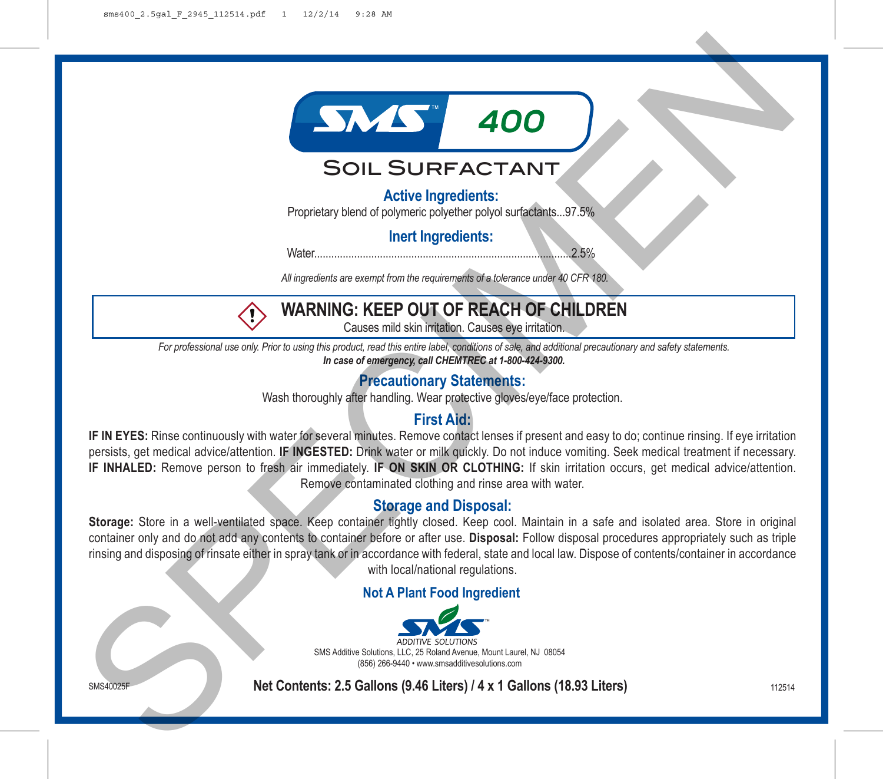# SMS 400

## Soil Surfactant

### Active Ingredients:

Proprietary blend of polymeric polyether polyol surfactants...97.5%

### Inert Ingredients:

Water.........................................................................................2.5%

*All ingredients are exempt from the requirements of a tolerance under 40 CFR 180.*

**WARNING: KEEP OUT OF REACH OF CHILDREN**

Causes mild skin irritation. Causes eye irritation.

*For professional use only. Prior to using this product, read this entire label, conditions of sale, and additional precautionary and safety statements.*

***In case of emergency, call CHEMTREC at 1-800-424-9300.***

### Precautionary Statements:

Wash thoroughly after handling. Wear protective gloves/eye/face protection.

### First Aid:

**IF IN EYES:** Rinse continuously with water for several minutes. Remove contact lenses if present and easy to do; continue rinsing. If eye irritation persists, get medical advice/attention. **IF INGESTED:** Drink water or milk quickly. Do not induce vomiting. Seek medical treatment if necessary. **IF INHALED:** Remove person to fresh air immediately. **IF ON SKIN OR CLOTHING:** If skin irritation occurs, get medical advice/attention. Remove contaminated clothing and rinse area with water.

### Storage and Disposal:

**Storage:** Store in a well-ventilated space. Keep container tightly closed. Keep cool. Maintain in a safe and isolated area. Store in original container only and do not add any contents to container before or after use. **Disposal:** Follow disposal procedures appropriately such as triple rinsing and disposing of rinsate either in spray tank or in accordance with federal, state and local law. Dispose of contents/container in accordance with local/national regulations.

### Not A Plant Food Ingredient

SMS ADDITIVE SOLUTIONS

SMS Additive Solutions, LLC, 25 Roland Avenue, Mount Laurel, NJ 08054

(856) 266-9440 • www.smsadditivesolutions.com

SMS40025F

**Net Contents: 2.5 Gallons (9.46 Liters) / 4 x 1 Gallons (18.93 Liters)**

112514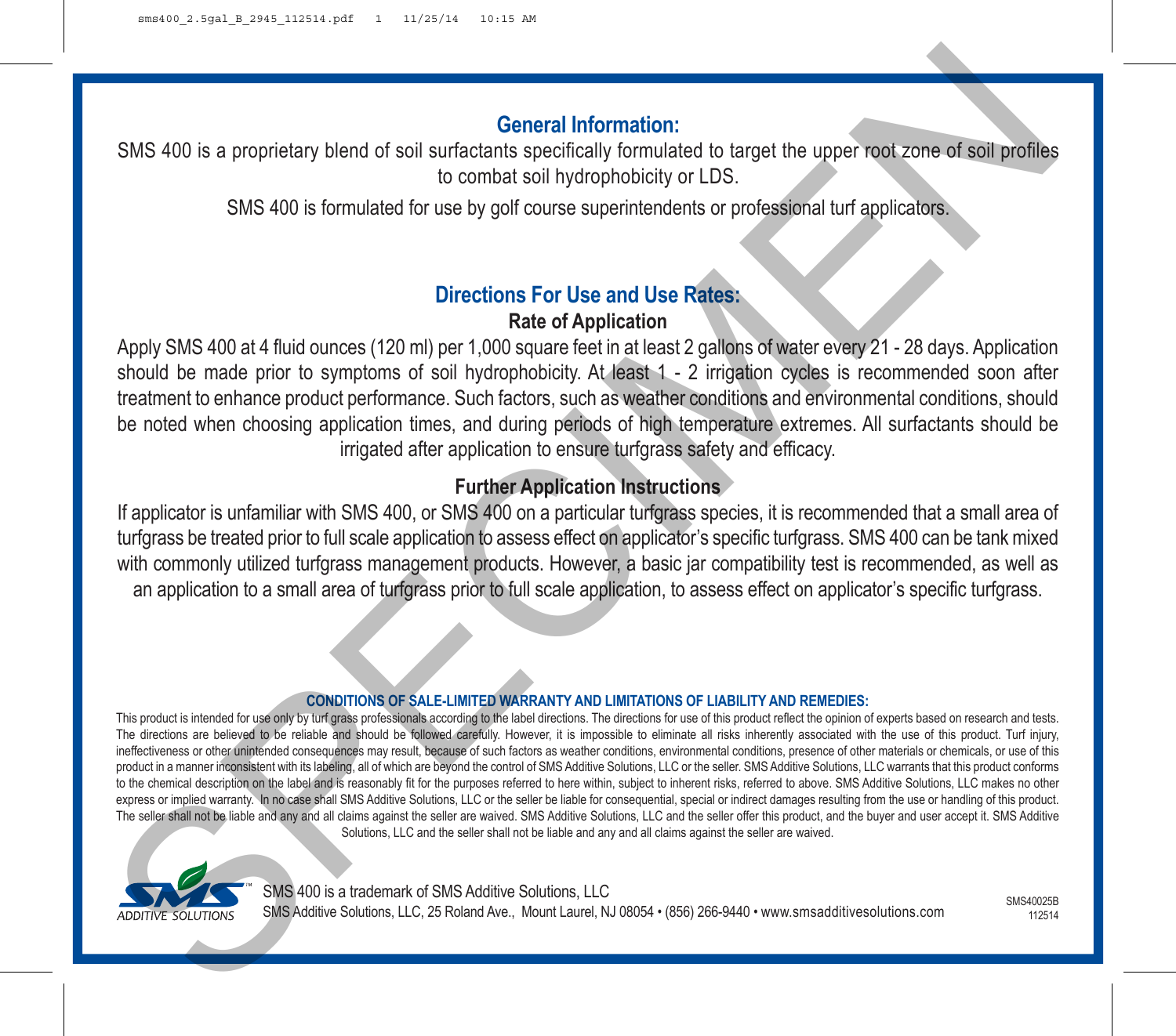## General Information:

SMS 400 is a proprietary blend of soil surfactants specifically formulated to target the upper root zone of soil profiles to combat soil hydrophobicity or LDS.

SMS 400 is formulated for use by golf course superintendents or professional turf applicators.

## Directions For Use and Use Rates:

### Rate of Application

Apply SMS 400 at 4 fluid ounces (120 ml) per 1,000 square feet in at least 2 gallons of water every 21 - 28 days. Application should be made prior to symptoms of soil hydrophobicity. At least 1 - 2 irrigation cycles is recommended soon after treatment to enhance product performance. Such factors, such as weather conditions and environmental conditions, should be noted when choosing application times, and during periods of high temperature extremes. All surfactants should be irrigated after application to ensure turfgrass safety and efficacy.

### Further Application Instructions

If applicator is unfamiliar with SMS 400, or SMS 400 on a particular turfgrass species, it is recommended that a small area of turfgrass be treated prior to full scale application to assess effect on applicator's specific turfgrass. SMS 400 can be tank mixed with commonly utilized turfgrass management products. However, a basic jar compatibility test is recommended, as well as an application to a small area of turfgrass prior to full scale application, to assess effect on applicator's specific turfgrass.

### CONDITIONS OF SALE-LIMITED WARRANTY AND LIMITATIONS OF LIABILITY AND REMEDIES:

This product is intended for use only by turf grass professionals according to the label directions. The directions for use of this product reflect the opinion of experts based on research and tests. The directions are believed to be reliable and should be followed carefully. However, it is impossible to eliminate all risks inherently associated with the use of this product. Turf injury, ineffectiveness or other unintended consequences may result, because of such factors as weather conditions, environmental conditions, presence of other materials or chemicals, or use of this product in a manner inconsistent with its labeling, all of which are beyond the control of SMS Additive Solutions, LLC or the seller. SMS Additive Solutions, LLC warrants that this product conforms to the chemical description on the label and is reasonably fit for the purposes referred to here within, subject to inherent risks, referred to above. SMS Additive Solutions, LLC makes no other express or implied warranty. In no case shall SMS Additive Solutions, LLC or the seller be liable for consequential, special or indirect damages resulting from the use or handling of this product. The seller shall not be liable and any and all claims against the seller are waived. SMS Additive Solutions, LLC and the seller offer this product, and the buyer and user accept it. SMS Additive Solutions, LLC and the seller shall not be liable and any and all claims against the seller are waived.

SMS ADDITIVE SOLUTIONS

SMS 400 is a trademark of SMS Additive Solutions, LLC

SMS Additive Solutions, LLC, 25 Roland Ave., Mount Laurel, NJ 08054 • (856) 266-9440 • www.smsadditivesolutions.com

SMS40025B
112514